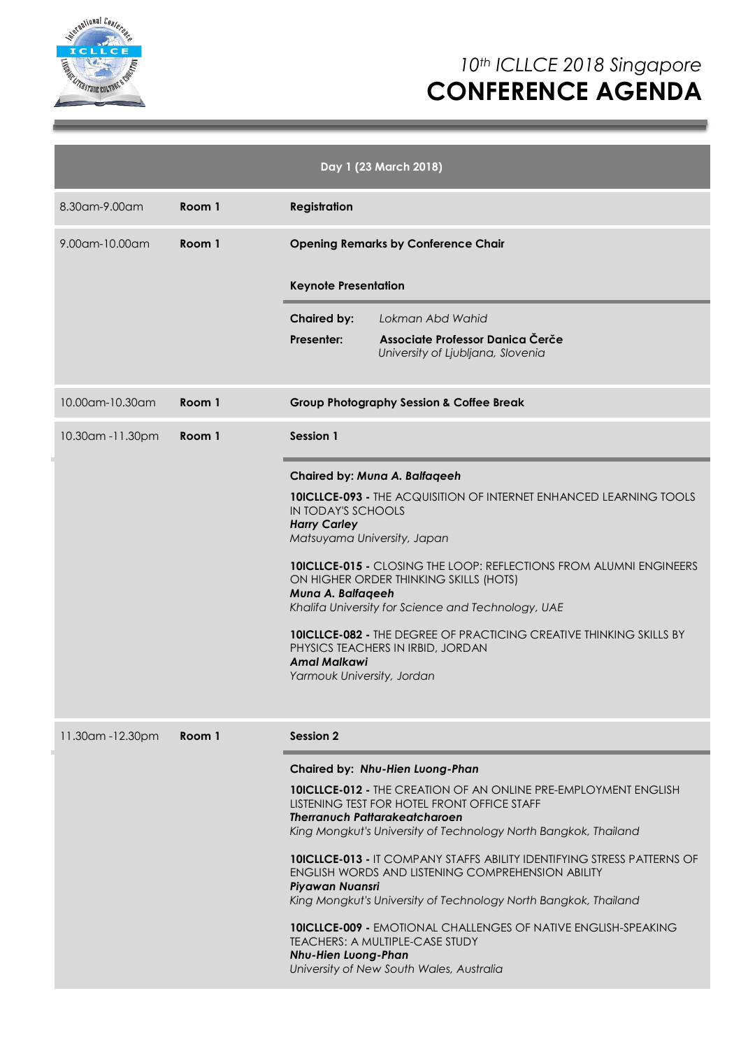# 10th ICLLCE 2018 Singapore
# CONFERENCE AGENDA

## Day 1 (23 March 2018)

| Time | Room | Programme |
|---|---|---|
| 8.30am-9.00am | Room 1 | **Registration** |
| 9.00am-10.00am | Room 1 | **Opening Remarks by Conference Chair**<br><br>**Keynote Presentation**<br><br>**Chaired by:** *Lokman Abd Wahid*<br>**Presenter:** **Associate Professor Danica Čerče**<br>*University of Ljubljana, Slovenia* |
| 10.00am-10.30am | Room 1 | **Group Photography Session & Coffee Break** |
| 10.30am -11.30pm | Room 1 | **Session 1**<br><br>**Chaired by:** ***Muna A. Balfaqeeh***<br><br>**10ICLLCE-093 -** THE ACQUISITION OF INTERNET ENHANCED LEARNING TOOLS IN TODAY'S SCHOOLS<br>***Harry Carley***<br>*Matsuyama University, Japan*<br><br>**10ICLLCE-015 -** CLOSING THE LOOP: REFLECTIONS FROM ALUMNI ENGINEERS ON HIGHER ORDER THINKING SKILLS (HOTS)<br>***Muna A. Balfaqeeh***<br>*Khalifa University for Science and Technology, UAE*<br><br>**10ICLLCE-082 -** THE DEGREE OF PRACTICING CREATIVE THINKING SKILLS BY PHYSICS TEACHERS IN IRBID, JORDAN<br>***Amal Malkawi***<br>*Yarmouk University, Jordan* |
| 11.30am -12.30pm | Room 1 | **Session 2**<br><br>**Chaired by:** ***Nhu-Hien Luong-Phan***<br><br>**10ICLLCE-012 -** THE CREATION OF AN ONLINE PRE-EMPLOYMENT ENGLISH LISTENING TEST FOR HOTEL FRONT OFFICE STAFF<br>***Therranuch Pattarakeatcharoen***<br>*King Mongkut's University of Technology North Bangkok, Thailand*<br><br>**10ICLLCE-013 -** IT COMPANY STAFFS ABILITY IDENTIFYING STRESS PATTERNS OF ENGLISH WORDS AND LISTENING COMPREHENSION ABILITY<br>***Piyawan Nuansri***<br>*King Mongkut's University of Technology North Bangkok, Thailand*<br><br>**10ICLLCE-009 -** EMOTIONAL CHALLENGES OF NATIVE ENGLISH-SPEAKING TEACHERS: A MULTIPLE-CASE STUDY<br>***Nhu-Hien Luong-Phan***<br>*University of New South Wales, Australia* |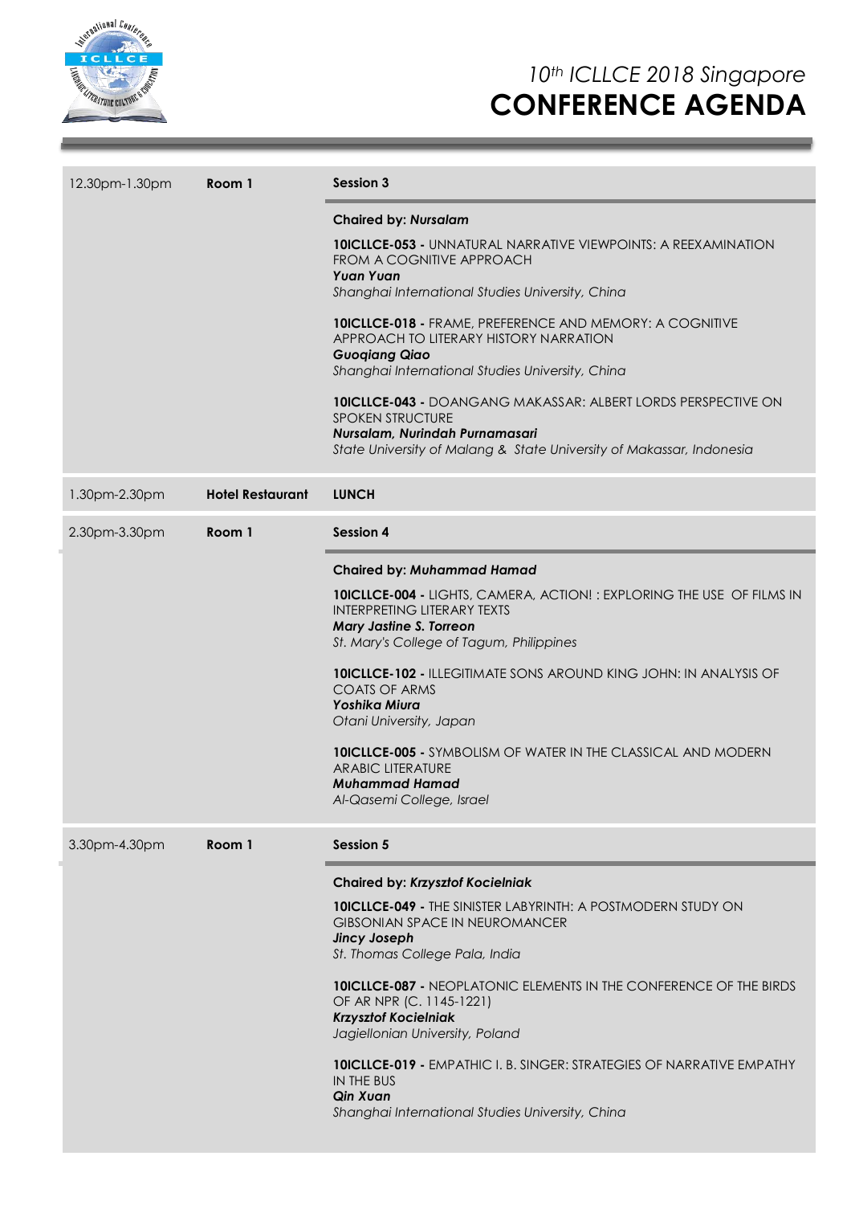| Time | Venue | Session |
|---|---|---|
| 12.30pm-1.30pm | **Room 1** | **Session 3** |
| | | **Chaired by:** ***Nursalam*** |
| | | **10ICLLCE-053 -** UNNATURAL NARRATIVE VIEWPOINTS: A REEXAMINATION FROM A COGNITIVE APPROACH<br>***Yuan Yuan***<br>*Shanghai International Studies University, China* |
| | | **10ICLLCE-018 -** FRAME, PREFERENCE AND MEMORY: A COGNITIVE APPROACH TO LITERARY HISTORY NARRATION<br>***Guoqiang Qiao***<br>*Shanghai International Studies University, China* |
| | | **10ICLLCE-043 -** DOANGANG MAKASSAR: ALBERT LORDS PERSPECTIVE ON SPOKEN STRUCTURE<br>***Nursalam, Nurindah Purnamasari***<br>*State University of Malang & State University of Makassar, Indonesia* |
| 1.30pm-2.30pm | **Hotel Restaurant** | **LUNCH** |
| 2.30pm-3.30pm | **Room 1** | **Session 4** |
| | | **Chaired by:** ***Muhammad Hamad*** |
| | | **10ICLLCE-004 -** LIGHTS, CAMERA, ACTION! : EXPLORING THE USE OF FILMS IN INTERPRETING LITERARY TEXTS<br>***Mary Jastine S. Torreon***<br>*St. Mary's College of Tagum, Philippines* |
| | | **10ICLLCE-102 -** ILLEGITIMATE SONS AROUND KING JOHN: IN ANALYSIS OF COATS OF ARMS<br>***Yoshika Miura***<br>*Otani University, Japan* |
| | | **10ICLLCE-005 -** SYMBOLISM OF WATER IN THE CLASSICAL AND MODERN ARABIC LITERATURE<br>***Muhammad Hamad***<br>*Al-Qasemi College, Israel* |
| 3.30pm-4.30pm | **Room 1** | **Session 5** |
| | | **Chaired by:** ***Krzysztof Kocielniak*** |
| | | **10ICLLCE-049 -** THE SINISTER LABYRINTH: A POSTMODERN STUDY ON GIBSONIAN SPACE IN NEUROMANCER<br>***Jincy Joseph***<br>*St. Thomas College Pala, India* |
| | | **10ICLLCE-087 -** NEOPLATONIC ELEMENTS IN THE CONFERENCE OF THE BIRDS OF AR NPR (C. 1145-1221)<br>***Krzysztof Kocielniak***<br>*Jagiellonian University, Poland* |
| | | **10ICLLCE-019 -** EMPATHIC I. B. SINGER: STRATEGIES OF NARRATIVE EMPATHY IN THE BUS<br>***Qin Xuan***<br>*Shanghai International Studies University, China* |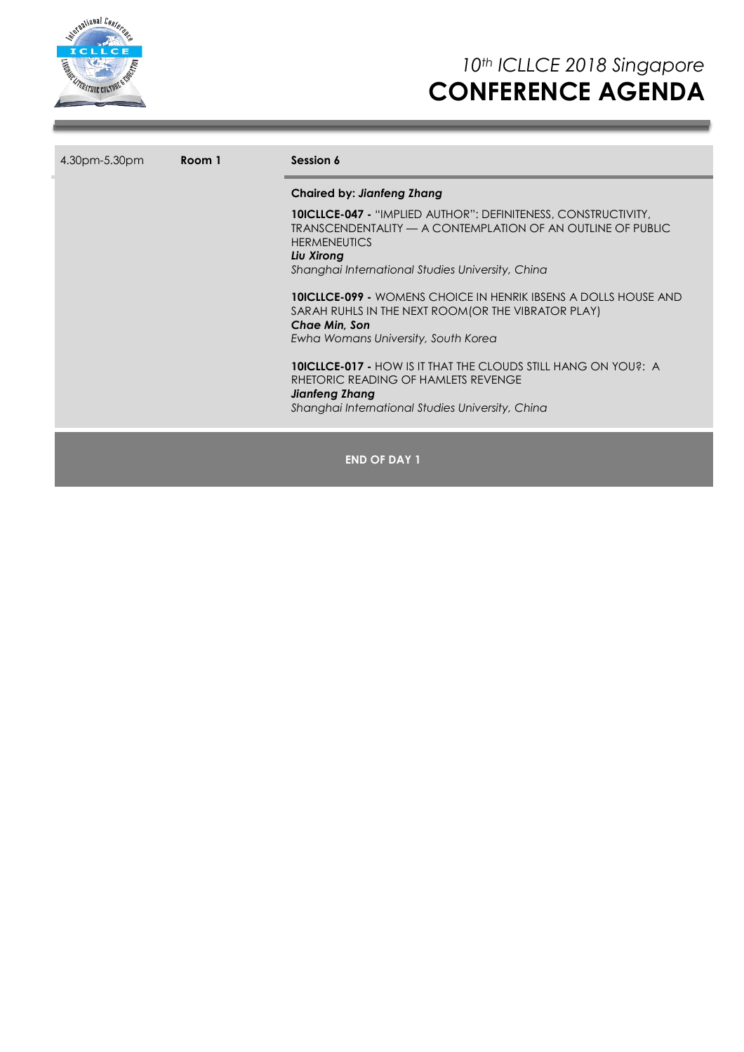| 4.30pm-5.30pm | **Room 1** | **Session 6** |
|---|---|---|
| | | **Chaired by:** ***Jianfeng Zhang*** |
| | | **10ICLLCE-047 -** "IMPLIED AUTHOR": DEFINITENESS, CONSTRUCTIVITY, TRANSCENDENTALITY — A CONTEMPLATION OF AN OUTLINE OF PUBLIC HERMENEUTICS<br>***Liu Xirong***<br>*Shanghai International Studies University, China* |
| | | **10ICLLCE-099 -** WOMENS CHOICE IN HENRIK IBSENS A DOLLS HOUSE AND SARAH RUHLS IN THE NEXT ROOM(OR THE VIBRATOR PLAY)<br>***Chae Min, Son***<br>*Ewha Womans University, South Korea* |
| | | **10ICLLCE-017 -** HOW IS IT THAT THE CLOUDS STILL HANG ON YOU?: A RHETORIC READING OF HAMLETS REVENGE<br>***Jianfeng Zhang***<br>*Shanghai International Studies University, China* |

**END OF DAY 1**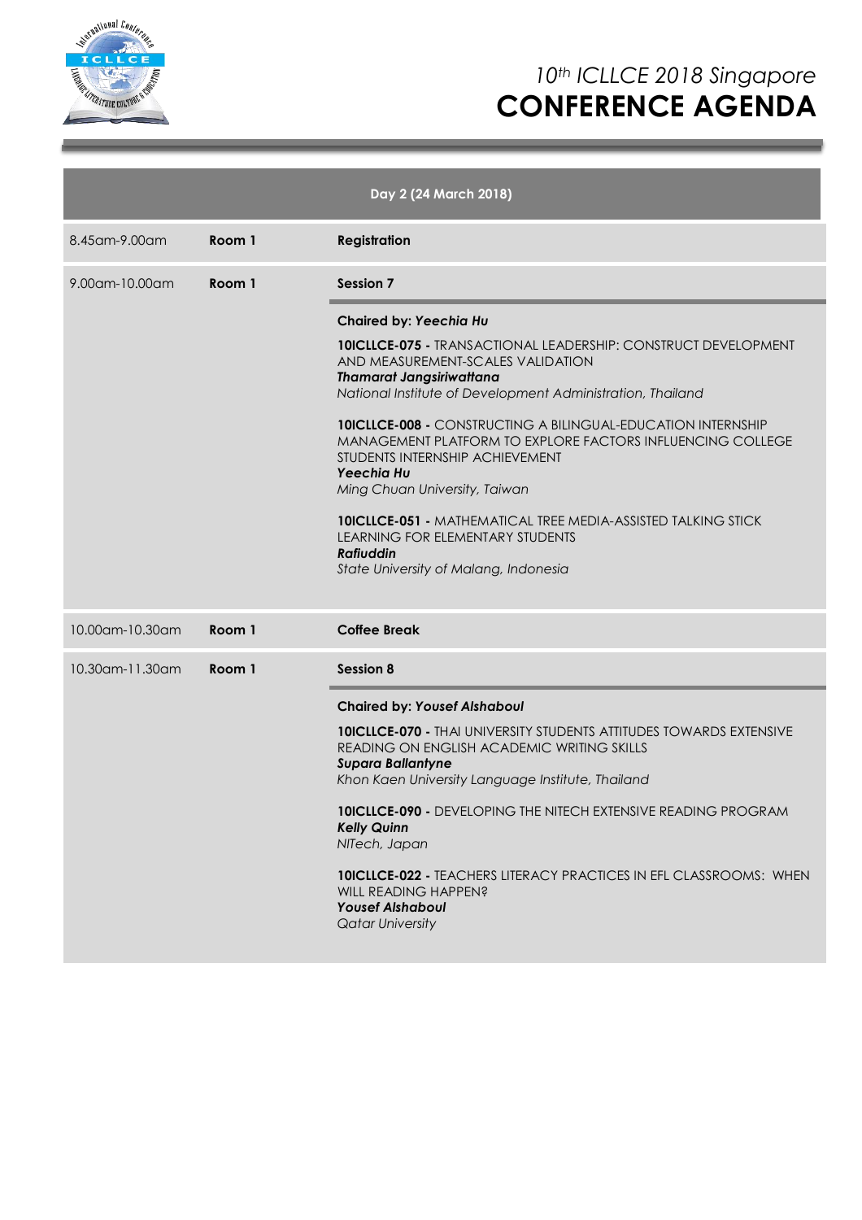# *10th ICLLCE 2018 Singapore*
# CONFERENCE AGENDA

## Day 2 (24 March 2018)

| Time | Room | Program |
|---|---|---|
| 8.45am-9.00am | **Room 1** | **Registration** |
| 9.00am-10.00am | **Room 1** | **Session 7** |

**Chaired by: *Yeechia Hu***

**10ICLLCE-075 -** TRANSACTIONAL LEADERSHIP: CONSTRUCT DEVELOPMENT AND MEASUREMENT-SCALES VALIDATION
***Thamarat Jangsiriwattana***
*National Institute of Development Administration, Thailand*

**10ICLLCE-008 -** CONSTRUCTING A BILINGUAL-EDUCATION INTERNSHIP MANAGEMENT PLATFORM TO EXPLORE FACTORS INFLUENCING COLLEGE STUDENTS INTERNSHIP ACHIEVEMENT
***Yeechia Hu***
*Ming Chuan University, Taiwan*

**10ICLLCE-051 -** MATHEMATICAL TREE MEDIA-ASSISTED TALKING STICK LEARNING FOR ELEMENTARY STUDENTS
***Rafiuddin***
*State University of Malang, Indonesia*

| Time | Room | Program |
|---|---|---|
| 10.00am-10.30am | **Room 1** | **Coffee Break** |
| 10.30am-11.30am | **Room 1** | **Session 8** |

**Chaired by: *Yousef Alshaboul***

**10ICLLCE-070 -** THAI UNIVERSITY STUDENTS ATTITUDES TOWARDS EXTENSIVE READING ON ENGLISH ACADEMIC WRITING SKILLS
***Supara Ballantyne***
*Khon Kaen University Language Institute, Thailand*

**10ICLLCE-090 -** DEVELOPING THE NITECH EXTENSIVE READING PROGRAM
***Kelly Quinn***
*NITech, Japan*

**10ICLLCE-022 -** TEACHERS LITERACY PRACTICES IN EFL CLASSROOMS: WHEN WILL READING HAPPEN?
***Yousef Alshaboul***
*Qatar University*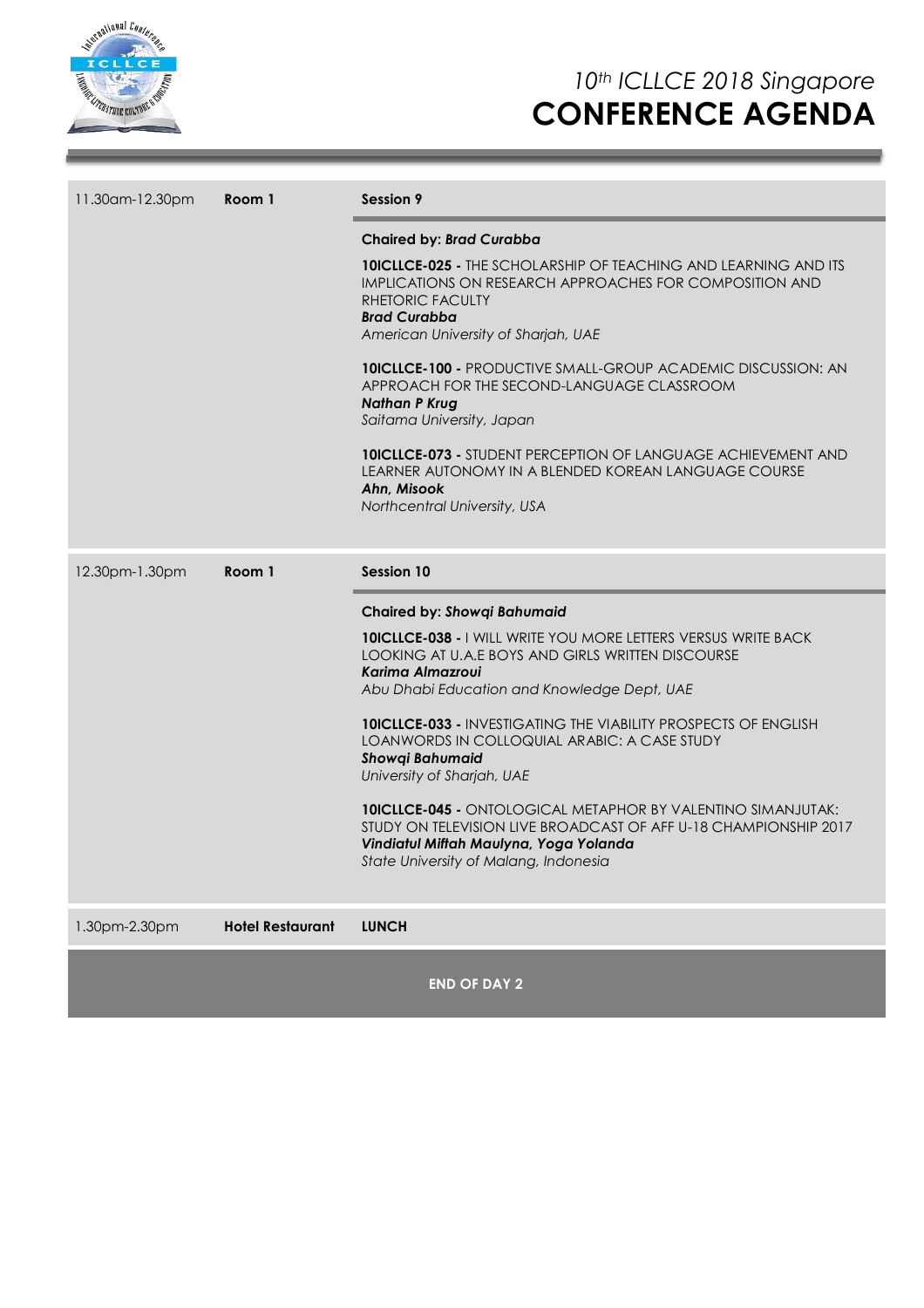| Time | Venue | Session |
|---|---|---|
| 11.30am-12.30pm | **Room 1** | **Session 9** |
| | | **Chaired by:** ***Brad Curabba*** |
| | | **10ICLLCE-025 -** THE SCHOLARSHIP OF TEACHING AND LEARNING AND ITS IMPLICATIONS ON RESEARCH APPROACHES FOR COMPOSITION AND RHETORIC FACULTY<br>***Brad Curabba***<br>*American University of Sharjah, UAE* |
| | | **10ICLLCE-100 -** PRODUCTIVE SMALL-GROUP ACADEMIC DISCUSSION: AN APPROACH FOR THE SECOND-LANGUAGE CLASSROOM<br>***Nathan P Krug***<br>*Saitama University, Japan* |
| | | **10ICLLCE-073 -** STUDENT PERCEPTION OF LANGUAGE ACHIEVEMENT AND LEARNER AUTONOMY IN A BLENDED KOREAN LANGUAGE COURSE<br>***Ahn, Misook***<br>*Northcentral University, USA* |
| 12.30pm-1.30pm | **Room 1** | **Session 10** |
| | | **Chaired by:** ***Showqi Bahumaid*** |
| | | **10ICLLCE-038 -** I WILL WRITE YOU MORE LETTERS VERSUS WRITE BACK LOOKING AT U.A.E BOYS AND GIRLS WRITTEN DISCOURSE<br>***Karima Almazroui***<br>*Abu Dhabi Education and Knowledge Dept, UAE* |
| | | **10ICLLCE-033 -** INVESTIGATING THE VIABILITY PROSPECTS OF ENGLISH LOANWORDS IN COLLOQUIAL ARABIC: A CASE STUDY<br>***Showqi Bahumaid***<br>*University of Sharjah, UAE* |
| | | **10ICLLCE-045 -** ONTOLOGICAL METAPHOR BY VALENTINO SIMANJUTAK: STUDY ON TELEVISION LIVE BROADCAST OF AFF U-18 CHAMPIONSHIP 2017<br>***Vindiatul Miftah Maulyna, Yoga Yolanda***<br>*State University of Malang, Indonesia* |
| 1.30pm-2.30pm | **Hotel Restaurant** | **LUNCH** |

**END OF DAY 2**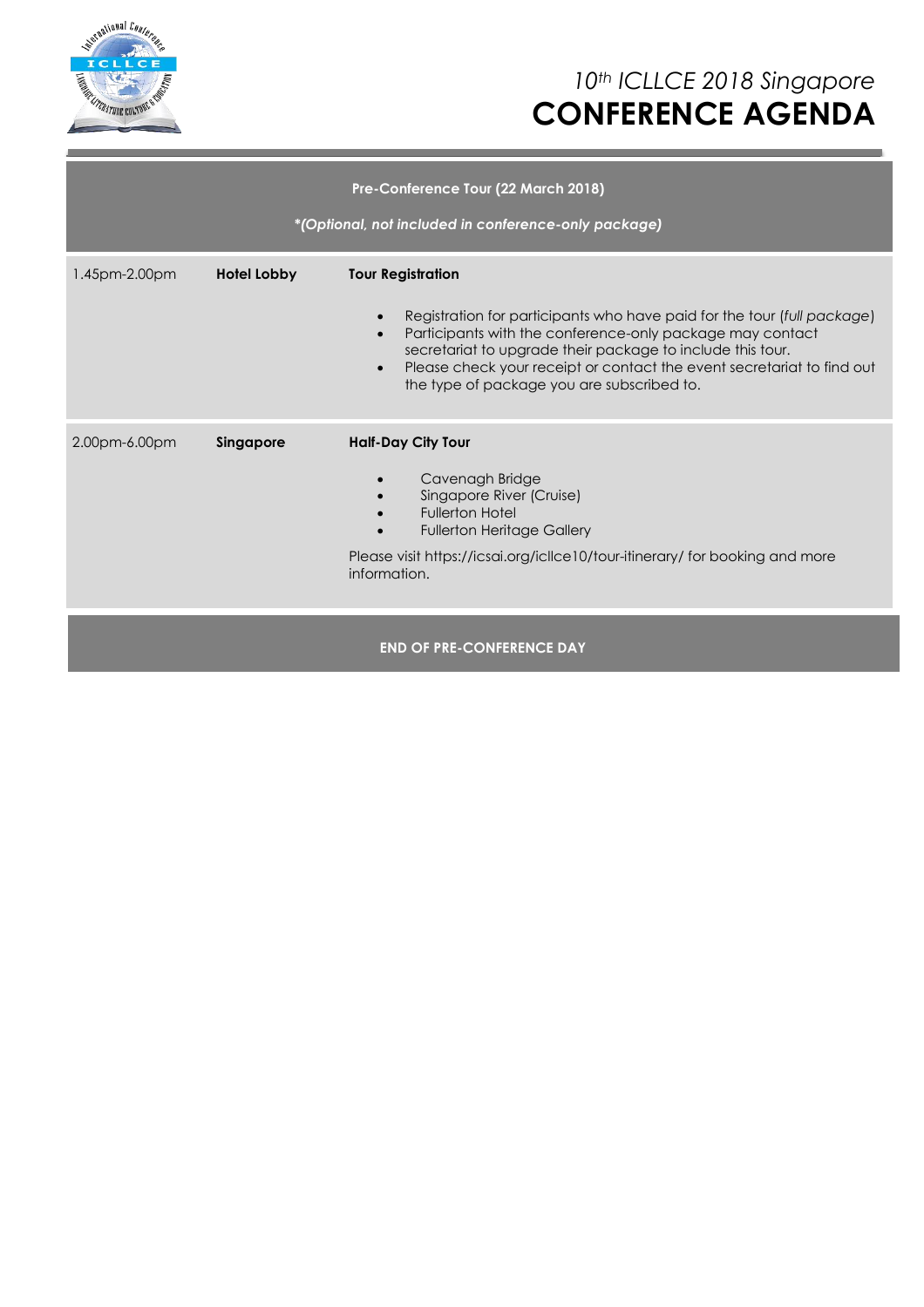# 10th ICLLCE 2018 Singapore

# CONFERENCE AGENDA

**Pre-Conference Tour (22 March 2018)**

***(Optional, not included in conference-only package)***

| Time | Venue | Activity |
|---|---|---|
| 1.45pm-2.00pm | **Hotel Lobby** | **Tour Registration**<br><br>• Registration for participants who have paid for the tour (*full package*)<br>• Participants with the conference-only package may contact secretariat to upgrade their package to include this tour.<br>• Please check your receipt or contact the event secretariat to find out the type of package you are subscribed to. |
| 2.00pm-6.00pm | **Singapore** | **Half-Day City Tour**<br><br>• Cavenagh Bridge<br>• Singapore River (Cruise)<br>• Fullerton Hotel<br>• Fullerton Heritage Gallery<br><br>Please visit https://icsai.org/icllce10/tour-itinerary/ for booking and more information. |

**END OF PRE-CONFERENCE DAY**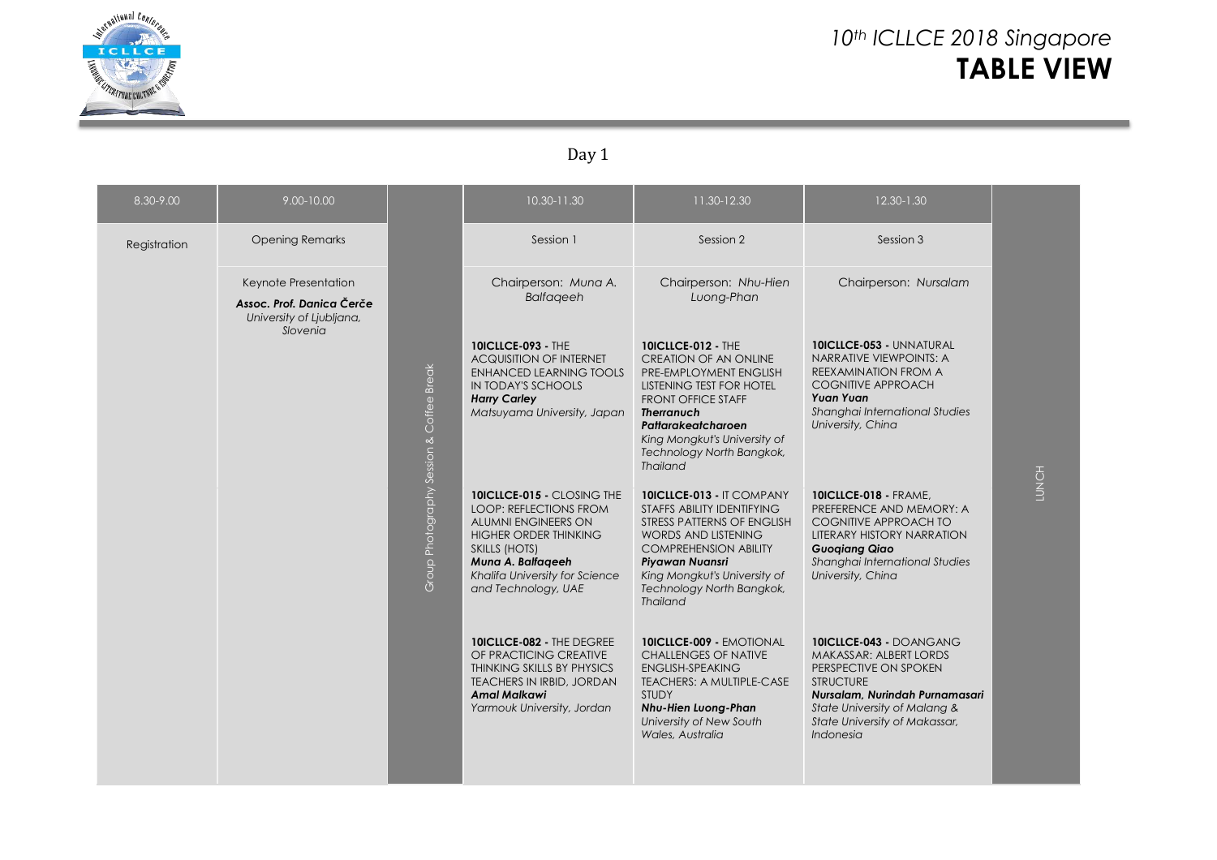# 10th ICLLCE 2018 Singapore

# TABLE VIEW

## Day 1

| 8.30-9.00 | 9.00-10.00 | | 10.30-11.30 | 11.30-12.30 | 12.30-1.30 | |
|---|---|---|---|---|---|---|
| Registration | Opening Remarks | Group Photography Session & Coffee Break | Session 1 | Session 2 | Session 3 | LUNCH |
| | Keynote Presentation<br>***Assoc. Prof. Danica Čerče***<br>*University of Ljubljana, Slovenia* | | Chairperson: *Muna A. Balfaqeeh* | Chairperson: *Nhu-Hien Luong-Phan* | Chairperson: *Nursalam* | |
| | | | **10ICLLCE-093 -** THE ACQUISITION OF INTERNET ENHANCED LEARNING TOOLS IN TODAY'S SCHOOLS<br>***Harry Carley***<br>*Matsuyama University, Japan* | **10ICLLCE-012 -** THE CREATION OF AN ONLINE PRE-EMPLOYMENT ENGLISH LISTENING TEST FOR HOTEL FRONT OFFICE STAFF<br>***Therranuch Pattarakeatcharoen***<br>*King Mongkut's University of Technology North Bangkok, Thailand* | **10ICLLCE-053 -** UNNATURAL NARRATIVE VIEWPOINTS: A REEXAMINATION FROM A COGNITIVE APPROACH<br>***Yuan Yuan***<br>*Shanghai International Studies University, China* | |
| | | | **10ICLLCE-015 -** CLOSING THE LOOP: REFLECTIONS FROM ALUMNI ENGINEERS ON HIGHER ORDER THINKING SKILLS (HOTS)<br>***Muna A. Balfaqeeh***<br>*Khalifa University for Science and Technology, UAE* | **10ICLLCE-013 -** IT COMPANY STAFFS ABILITY IDENTIFYING STRESS PATTERNS OF ENGLISH WORDS AND LISTENING COMPREHENSION ABILITY<br>***Piyawan Nuansri***<br>*King Mongkut's University of Technology North Bangkok, Thailand* | **10ICLLCE-018 -** FRAME, PREFERENCE AND MEMORY: A COGNITIVE APPROACH TO LITERARY HISTORY NARRATION<br>***Guoqiang Qiao***<br>*Shanghai International Studies University, China* | |
| | | | **10ICLLCE-082 -** THE DEGREE OF PRACTICING CREATIVE THINKING SKILLS BY PHYSICS TEACHERS IN IRBID, JORDAN<br>***Amal Malkawi***<br>*Yarmouk University, Jordan* | **10ICLLCE-009 -** EMOTIONAL CHALLENGES OF NATIVE ENGLISH-SPEAKING TEACHERS: A MULTIPLE-CASE STUDY<br>***Nhu-Hien Luong-Phan***<br>*University of New South Wales, Australia* | **10ICLLCE-043 -** DOANGANG MAKASSAR: ALBERT LORDS PERSPECTIVE ON SPOKEN STRUCTURE<br>***Nursalam, Nurindah Purnamasari***<br>*State University of Malang & State University of Makassar, Indonesia* | |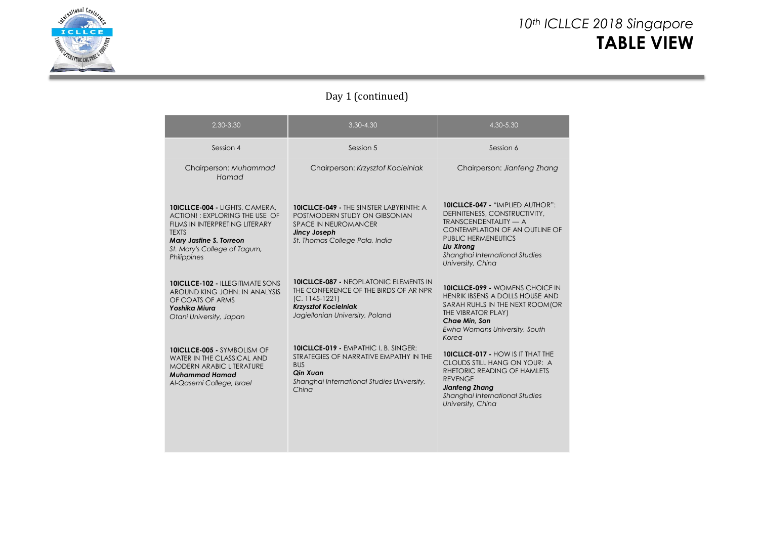## Day 1 (continued)

| 2.30-3.30 | 3.30-4.30 | 4.30-5.30 |
|---|---|---|
| Session 4 | Session 5 | Session 6 |
| Chairperson: *Muhammad Hamad* | Chairperson: *Krzysztof Kocielniak* | Chairperson: *Jianfeng Zhang* |
| **10ICLLCE-004 -** LIGHTS, CAMERA, ACTION! : EXPLORING THE USE OF FILMS IN INTERPRETING LITERARY TEXTS<br>***Mary Jastine S. Torreon***<br>*St. Mary's College of Tagum, Philippines* | **10ICLLCE-049 -** THE SINISTER LABYRINTH: A POSTMODERN STUDY ON GIBSONIAN SPACE IN NEUROMANCER<br>***Jincy Joseph***<br>*St. Thomas College Pala, India* | **10ICLLCE-047 -** "IMPLIED AUTHOR": DEFINITENESS, CONSTRUCTIVITY, TRANSCENDENTALITY — A CONTEMPLATION OF AN OUTLINE OF PUBLIC HERMENEUTICS<br>***Liu Xirong***<br>*Shanghai International Studies University, China* |
| **10ICLLCE-102 -** ILLEGITIMATE SONS AROUND KING JOHN: IN ANALYSIS OF COATS OF ARMS<br>***Yoshika Miura***<br>*Otani University, Japan* | **10ICLLCE-087 -** NEOPLATONIC ELEMENTS IN THE CONFERENCE OF THE BIRDS OF AR NPR (C. 1145-1221)<br>***Krzysztof Kocielniak***<br>*Jagiellonian University, Poland* | **10ICLLCE-099 -** WOMENS CHOICE IN HENRIK IBSENS A DOLLS HOUSE AND SARAH RUHLS IN THE NEXT ROOM(OR THE VIBRATOR PLAY)<br>***Chae Min, Son***<br>*Ewha Womans University, South Korea* |
| **10ICLLCE-005 -** SYMBOLISM OF WATER IN THE CLASSICAL AND MODERN ARABIC LITERATURE<br>***Muhammad Hamad***<br>*Al-Qasemi College, Israel* | **10ICLLCE-019 -** EMPATHIC I. B. SINGER: STRATEGIES OF NARRATIVE EMPATHY IN THE BUS<br>***Qin Xuan***<br>*Shanghai International Studies University, China* | **10ICLLCE-017 -** HOW IS IT THAT THE CLOUDS STILL HANG ON YOU?: A RHETORIC READING OF HAMLETS REVENGE<br>***Jianfeng Zhang***<br>*Shanghai International Studies University, China* |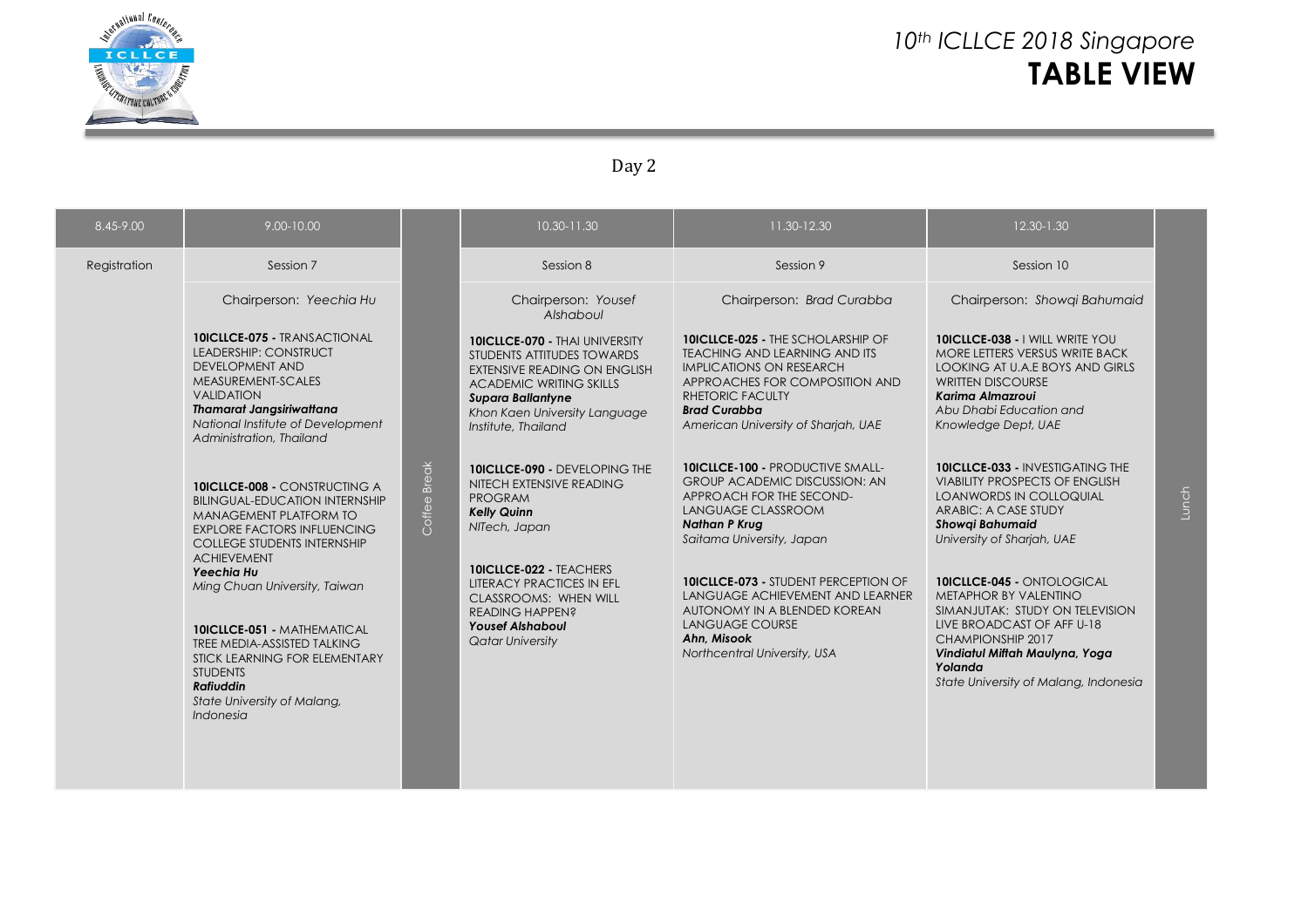# 10th ICLLCE 2018 Singapore
## TABLE VIEW

Day 2

| 8.45-9.00 | 9.00-10.00 | | 10.30-11.30 | 11.30-12.30 | 12.30-1.30 | |
|---|---|---|---|---|---|---|
| Registration | Session 7 | Coffee Break | Session 8 | Session 9 | Session 10 | Lunch |
| | Chairperson: *Yeechia Hu* | | Chairperson: *Yousef Alshaboul* | Chairperson: *Brad Curabba* | Chairperson: *Showqi Bahumaid* | |
| | **10ICLLCE-075 -** TRANSACTIONAL LEADERSHIP: CONSTRUCT DEVELOPMENT AND MEASUREMENT-SCALES VALIDATION ***Thamarat Jangsiriwattana*** *National Institute of Development Administration, Thailand* | | **10ICLLCE-070 -** THAI UNIVERSITY STUDENTS ATTITUDES TOWARDS EXTENSIVE READING ON ENGLISH ACADEMIC WRITING SKILLS ***Supara Ballantyne*** *Khon Kaen University Language Institute, Thailand* | **10ICLLCE-025 -** THE SCHOLARSHIP OF TEACHING AND LEARNING AND ITS IMPLICATIONS ON RESEARCH APPROACHES FOR COMPOSITION AND RHETORIC FACULTY ***Brad Curabba*** *American University of Sharjah, UAE* | **10ICLLCE-038 -** I WILL WRITE YOU MORE LETTERS VERSUS WRITE BACK LOOKING AT U.A.E BOYS AND GIRLS WRITTEN DISCOURSE ***Karima Almazroui*** *Abu Dhabi Education and Knowledge Dept, UAE* | |
| | **10ICLLCE-008 -** CONSTRUCTING A BILINGUAL-EDUCATION INTERNSHIP MANAGEMENT PLATFORM TO EXPLORE FACTORS INFLUENCING COLLEGE STUDENTS INTERNSHIP ACHIEVEMENT ***Yeechia Hu*** *Ming Chuan University, Taiwan* | | **10ICLLCE-090 -** DEVELOPING THE NITECH EXTENSIVE READING PROGRAM ***Kelly Quinn*** *NITech, Japan* | **10ICLLCE-100 -** PRODUCTIVE SMALL-GROUP ACADEMIC DISCUSSION: AN APPROACH FOR THE SECOND-LANGUAGE CLASSROOM ***Nathan P Krug*** *Saitama University, Japan* | **10ICLLCE-033 -** INVESTIGATING THE VIABILITY PROSPECTS OF ENGLISH LOANWORDS IN COLLOQUIAL ARABIC: A CASE STUDY ***Showqi Bahumaid*** *University of Sharjah, UAE* | |
| | **10ICLLCE-051 -** MATHEMATICAL TREE MEDIA-ASSISTED TALKING STICK LEARNING FOR ELEMENTARY STUDENTS ***Rafiuddin*** *State University of Malang, Indonesia* | | **10ICLLCE-022 -** TEACHERS LITERACY PRACTICES IN EFL CLASSROOMS: WHEN WILL READING HAPPEN? ***Yousef Alshaboul*** *Qatar University* | **10ICLLCE-073 -** STUDENT PERCEPTION OF LANGUAGE ACHIEVEMENT AND LEARNER AUTONOMY IN A BLENDED KOREAN LANGUAGE COURSE ***Ahn, Misook*** *Northcentral University, USA* | **10ICLLCE-045 -** ONTOLOGICAL METAPHOR BY VALENTINO SIMANJUTAK: STUDY ON TELEVISION LIVE BROADCAST OF AFF U-18 CHAMPIONSHIP 2017 ***Vindiatul Miftah Maulyna, Yoga Yolanda*** *State University of Malang, Indonesia* | |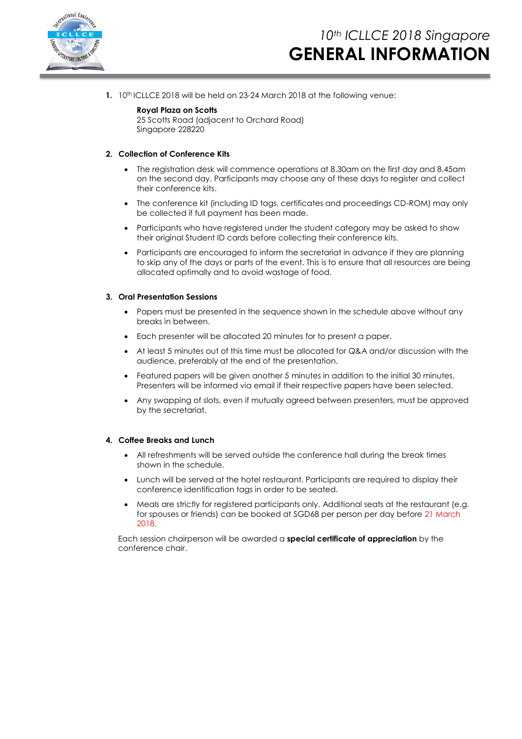# 10th ICLLCE 2018 Singapore
# GENERAL INFORMATION

1. 10th ICLLCE 2018 will be held on 23-24 March 2018 at the following venue:

   **Royal Plaza on Scotts**
   25 Scotts Road (adjacent to Orchard Road)
   Singapore 228220

2. **Collection of Conference Kits**

   - The registration desk will commence operations at 8.30am on the first day and 8.45am on the second day. Participants may choose any of these days to register and collect their conference kits.
   - The conference kit (including ID tags, certificates and proceedings CD-ROM) may only be collected if full payment has been made.
   - Participants who have registered under the student category may be asked to show their original Student ID cards before collecting their conference kits.
   - Participants are encouraged to inform the secretariat in advance if they are planning to skip any of the days or parts of the event. This is to ensure that all resources are being allocated optimally and to avoid wastage of food.

3. **Oral Presentation Sessions**

   - Papers must be presented in the sequence shown in the schedule above without any breaks in between.
   - Each presenter will be allocated 20 minutes for to present a paper.
   - At least 5 minutes out of this time must be allocated for Q&A and/or discussion with the audience, preferably at the end of the presentation.
   - Featured papers will be given another 5 minutes in addition to the initial 30 minutes. Presenters will be informed via email if their respective papers have been selected.
   - Any swapping of slots, even if mutually agreed between presenters, must be approved by the secretariat.

4. **Coffee Breaks and Lunch**

   - All refreshments will be served outside the conference hall during the break times shown in the schedule.
   - Lunch will be served at the hotel restaurant. Participants are required to display their conference identification tags in order to be seated.
   - Meals are strictly for registered participants only. Additional seats at the restaurant (e.g. for spouses or friends) can be booked at SGD68 per person per day before 21 March 2018.

Each session chairperson will be awarded a **special certificate of appreciation** by the conference chair.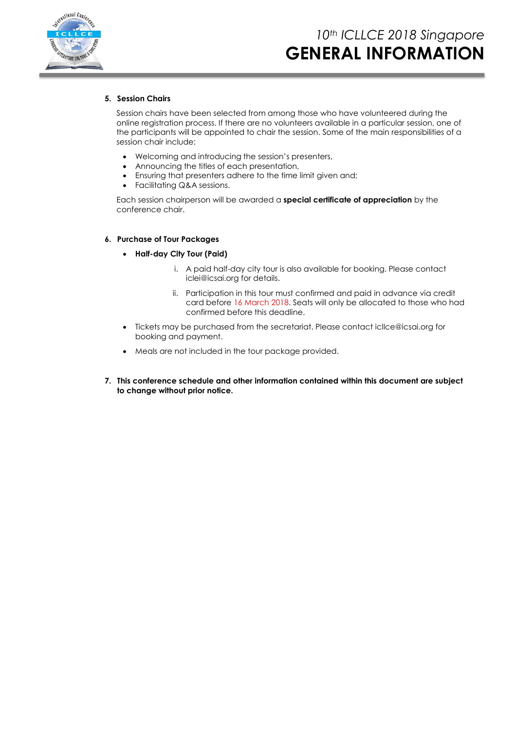5. **Session Chairs**

   Session chairs have been selected from among those who have volunteered during the online registration process. If there are no volunteers available in a particular session, one of the participants will be appointed to chair the session. Some of the main responsibilities of a session chair include:

   - Welcoming and introducing the session's presenters,
   - Announcing the titles of each presentation,
   - Ensuring that presenters adhere to the time limit given and;
   - Facilitating Q&A sessions.

   Each session chairperson will be awarded a **special certificate of appreciation** by the conference chair.

6. **Purchase of Tour Packages**

   - **Half-day City Tour (Paid)**

     i. A paid half-day city tour is also available for booking. Please contact iclei@icsai.org for details.

     ii. Participation in this tour must confirmed and paid in advance via credit card before 16 March 2018. Seats will only be allocated to those who had confirmed before this deadline.

   - Tickets may be purchased from the secretariat. Please contact icllce@icsai.org for booking and payment.

   - Meals are not included in the tour package provided.

7. **This conference schedule and other information contained within this document are subject to change without prior notice.**